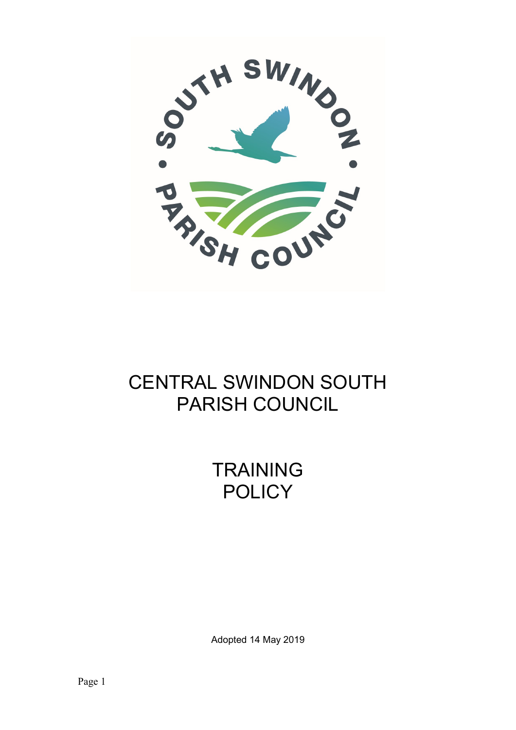# CENTRAL SWINDON SOUTH PARISH COUNCIL

# TRAINING POLICY

Adopted 14 May 2019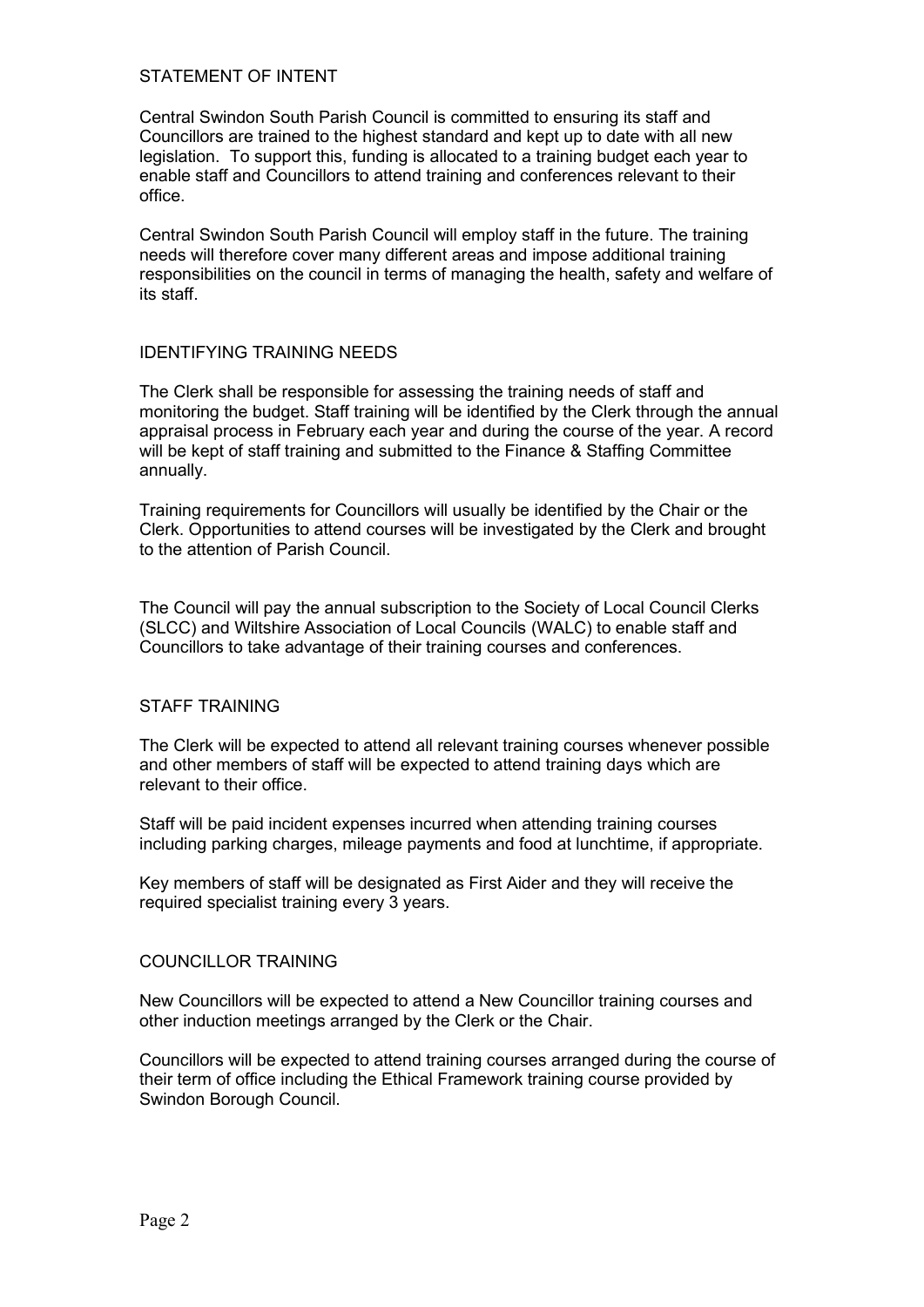## STATEMENT OF INTENT

Central Swindon South Parish Council is committed to ensuring its staff and Councillors are trained to the highest standard and kept up to date with all new legislation. To support this, funding is allocated to a training budget each year to enable staff and Councillors to attend training and conferences relevant to their office.

Central Swindon South Parish Council will employ staff in the future. The training needs will therefore cover many different areas and impose additional training responsibilities on the council in terms of managing the health, safety and welfare of its staff.

## IDENTIFYING TRAINING NEEDS

The Clerk shall be responsible for assessing the training needs of staff and monitoring the budget. Staff training will be identified by the Clerk through the annual appraisal process in February each year and during the course of the year. A record will be kept of staff training and submitted to the Finance & Staffing Committee annually.

Training requirements for Councillors will usually be identified by the Chair or the Clerk. Opportunities to attend courses will be investigated by the Clerk and brought to the attention of Parish Council.

The Council will pay the annual subscription to the Society of Local Council Clerks (SLCC) and Wiltshire Association of Local Councils (WALC) to enable staff and Councillors to take advantage of their training courses and conferences.

## STAFF TRAINING

The Clerk will be expected to attend all relevant training courses whenever possible and other members of staff will be expected to attend training days which are relevant to their office.

Staff will be paid incident expenses incurred when attending training courses including parking charges, mileage payments and food at lunchtime, if appropriate.

Key members of staff will be designated as First Aider and they will receive the required specialist training every 3 years.

## COUNCILLOR TRAINING

New Councillors will be expected to attend a New Councillor training courses and other induction meetings arranged by the Clerk or the Chair.

Councillors will be expected to attend training courses arranged during the course of their term of office including the Ethical Framework training course provided by Swindon Borough Council.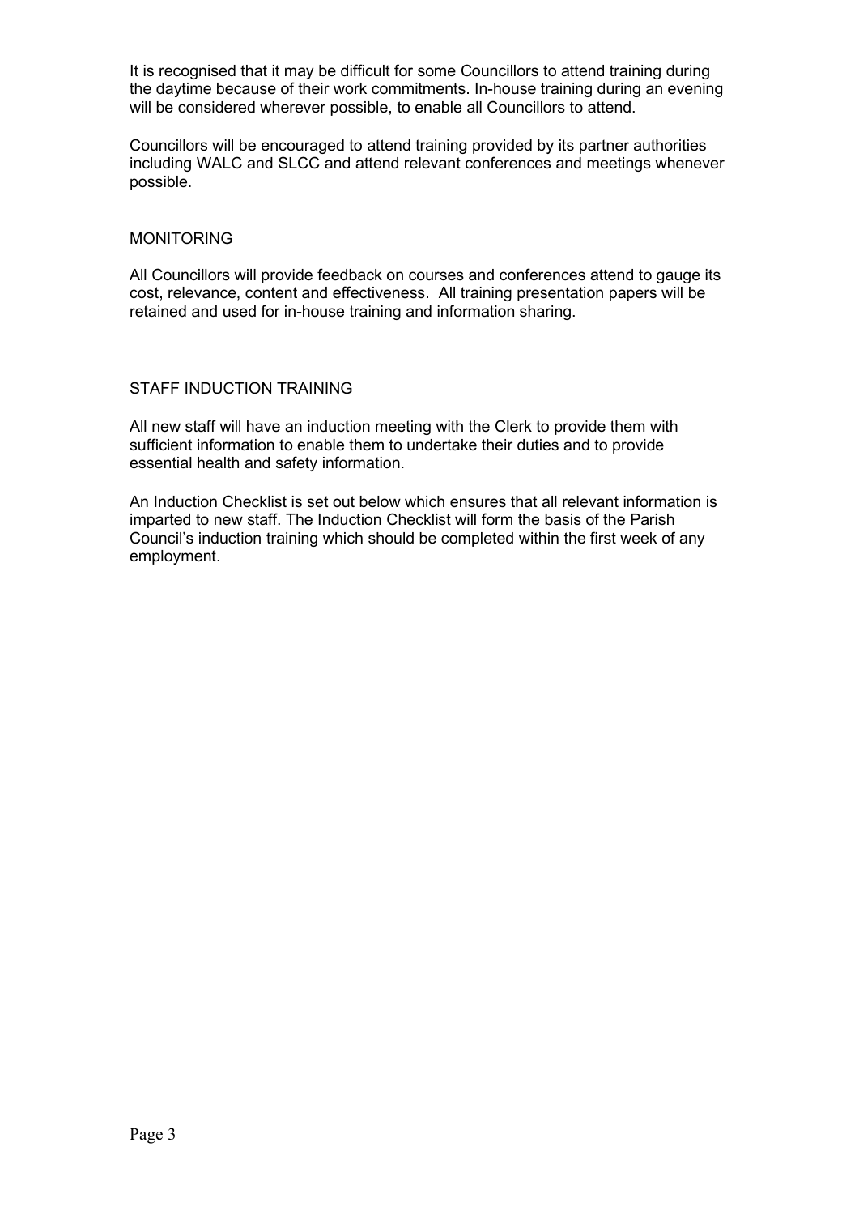It is recognised that it may be difficult for some Councillors to attend training during the daytime because of their work commitments. In-house training during an evening will be considered wherever possible, to enable all Councillors to attend.

Councillors will be encouraged to attend training provided by its partner authorities including WALC and SLCC and attend relevant conferences and meetings whenever possible.

## MONITORING

All Councillors will provide feedback on courses and conferences attend to gauge its cost, relevance, content and effectiveness. All training presentation papers will be retained and used for in-house training and information sharing.

## STAFF INDUCTION TRAINING

All new staff will have an induction meeting with the Clerk to provide them with sufficient information to enable them to undertake their duties and to provide essential health and safety information.

An Induction Checklist is set out below which ensures that all relevant information is imparted to new staff. The Induction Checklist will form the basis of the Parish Council's induction training which should be completed within the first week of any employment.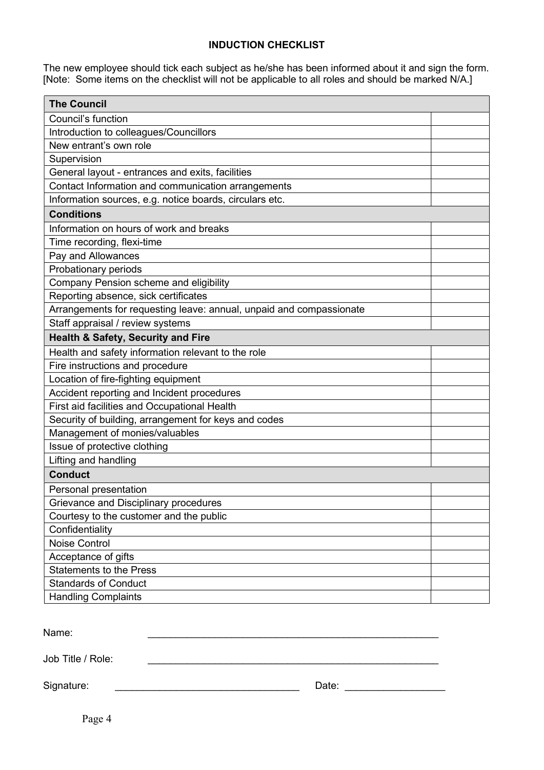# INDUCTION CHECKLIST

The new employee should tick each subject as he/she has been informed about it and sign the form. [Note: Some items on the checklist will not be applicable to all roles and should be marked N/A.]

| **The Council** | |
|---|---|
| Council's function | |
| Introduction to colleagues/Councillors | |
| New entrant's own role | |
| Supervision | |
| General layout - entrances and exits, facilities | |
| Contact Information and communication arrangements | |
| Information sources, e.g. notice boards, circulars etc. | |
| **Conditions** | |
| Information on hours of work and breaks | |
| Time recording, flexi-time | |
| Pay and Allowances | |
| Probationary periods | |
| Company Pension scheme and eligibility | |
| Reporting absence, sick certificates | |
| Arrangements for requesting leave: annual, unpaid and compassionate | |
| Staff appraisal / review systems | |
| **Health & Safety, Security and Fire** | |
| Health and safety information relevant to the role | |
| Fire instructions and procedure | |
| Location of fire-fighting equipment | |
| Accident reporting and Incident procedures | |
| First aid facilities and Occupational Health | |
| Security of building, arrangement for keys and codes | |
| Management of monies/valuables | |
| Issue of protective clothing | |
| Lifting and handling | |
| **Conduct** | |
| Personal presentation | |
| Grievance and Disciplinary procedures | |
| Courtesy to the customer and the public | |
| Confidentiality | |
| Noise Control | |
| Acceptance of gifts | |
| Statements to the Press | |
| Standards of Conduct | |
| Handling Complaints | |

Name: ______________________________________________________

Job Title / Role: ______________________________________________________

Signature: _________________________________ Date: __________________